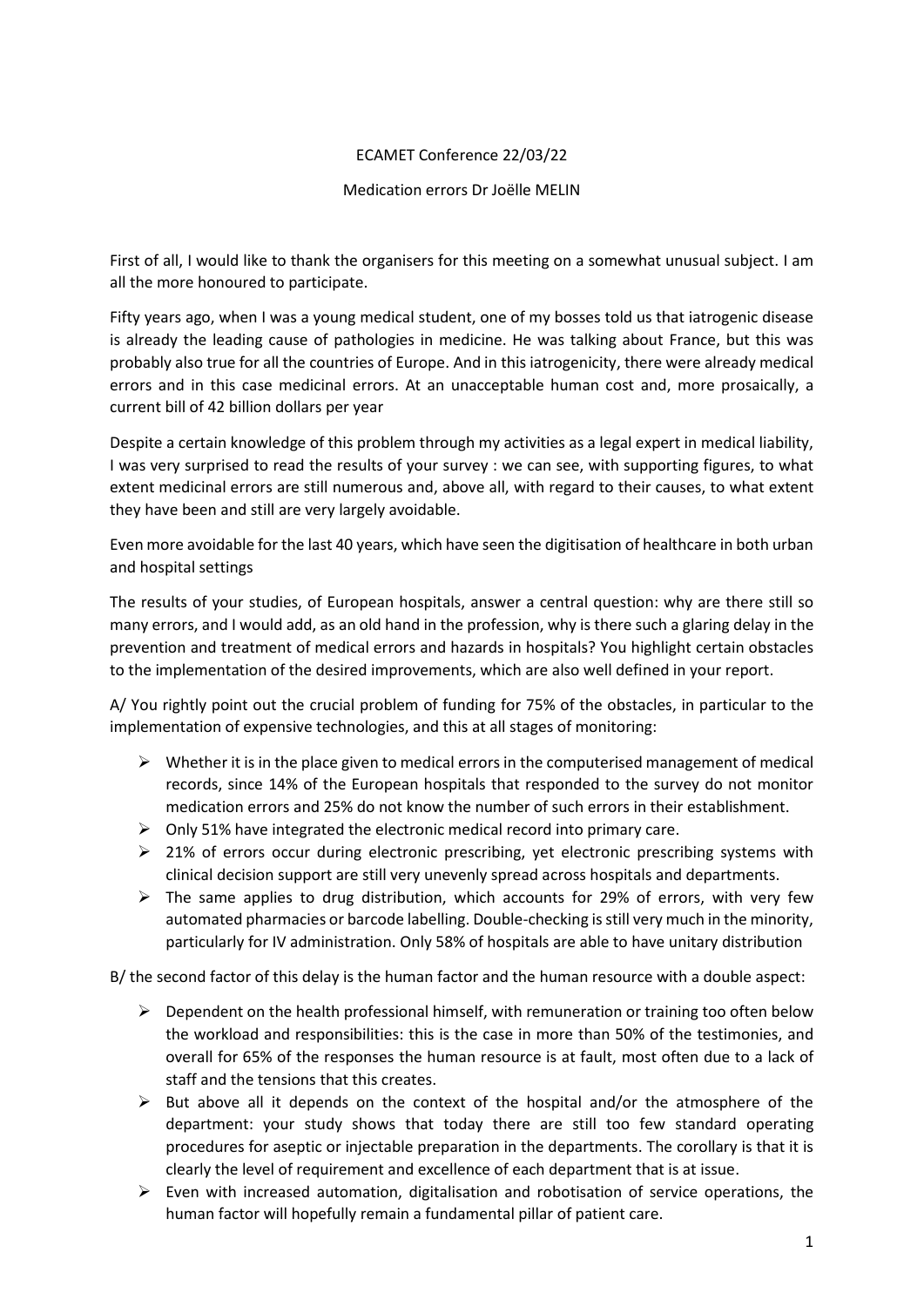ECAMET Conference 22/03/22

Medication errors Dr Joëlle MELIN

First of all, I would like to thank the organisers for this meeting on a somewhat unusual subject. I am all the more honoured to participate.

Fifty years ago, when I was a young medical student, one of my bosses told us that iatrogenic disease is already the leading cause of pathologies in medicine. He was talking about France, but this was probably also true for all the countries of Europe. And in this iatrogenicity, there were already medical errors and in this case medicinal errors. At an unacceptable human cost and, more prosaically, a current bill of 42 billion dollars per year

Despite a certain knowledge of this problem through my activities as a legal expert in medical liability, I was very surprised to read the results of your survey : we can see, with supporting figures, to what extent medicinal errors are still numerous and, above all, with regard to their causes, to what extent they have been and still are very largely avoidable.

Even more avoidable for the last 40 years, which have seen the digitisation of healthcare in both urban and hospital settings

The results of your studies, of European hospitals, answer a central question: why are there still so many errors, and I would add, as an old hand in the profession, why is there such a glaring delay in the prevention and treatment of medical errors and hazards in hospitals? You highlight certain obstacles to the implementation of the desired improvements, which are also well defined in your report.

A/ You rightly point out the crucial problem of funding for 75% of the obstacles, in particular to the implementation of expensive technologies, and this at all stages of monitoring:

- Whether it is in the place given to medical errors in the computerised management of medical records, since 14% of the European hospitals that responded to the survey do not monitor medication errors and 25% do not know the number of such errors in their establishment.
- Only 51% have integrated the electronic medical record into primary care.
- 21% of errors occur during electronic prescribing, yet electronic prescribing systems with clinical decision support are still very unevenly spread across hospitals and departments.
- The same applies to drug distribution, which accounts for 29% of errors, with very few automated pharmacies or barcode labelling. Double-checking is still very much in the minority, particularly for IV administration. Only 58% of hospitals are able to have unitary distribution

B/ the second factor of this delay is the human factor and the human resource with a double aspect:

- Dependent on the health professional himself, with remuneration or training too often below the workload and responsibilities: this is the case in more than 50% of the testimonies, and overall for 65% of the responses the human resource is at fault, most often due to a lack of staff and the tensions that this creates.
- But above all it depends on the context of the hospital and/or the atmosphere of the department: your study shows that today there are still too few standard operating procedures for aseptic or injectable preparation in the departments. The corollary is that it is clearly the level of requirement and excellence of each department that is at issue.
- Even with increased automation, digitalisation and robotisation of service operations, the human factor will hopefully remain a fundamental pillar of patient care.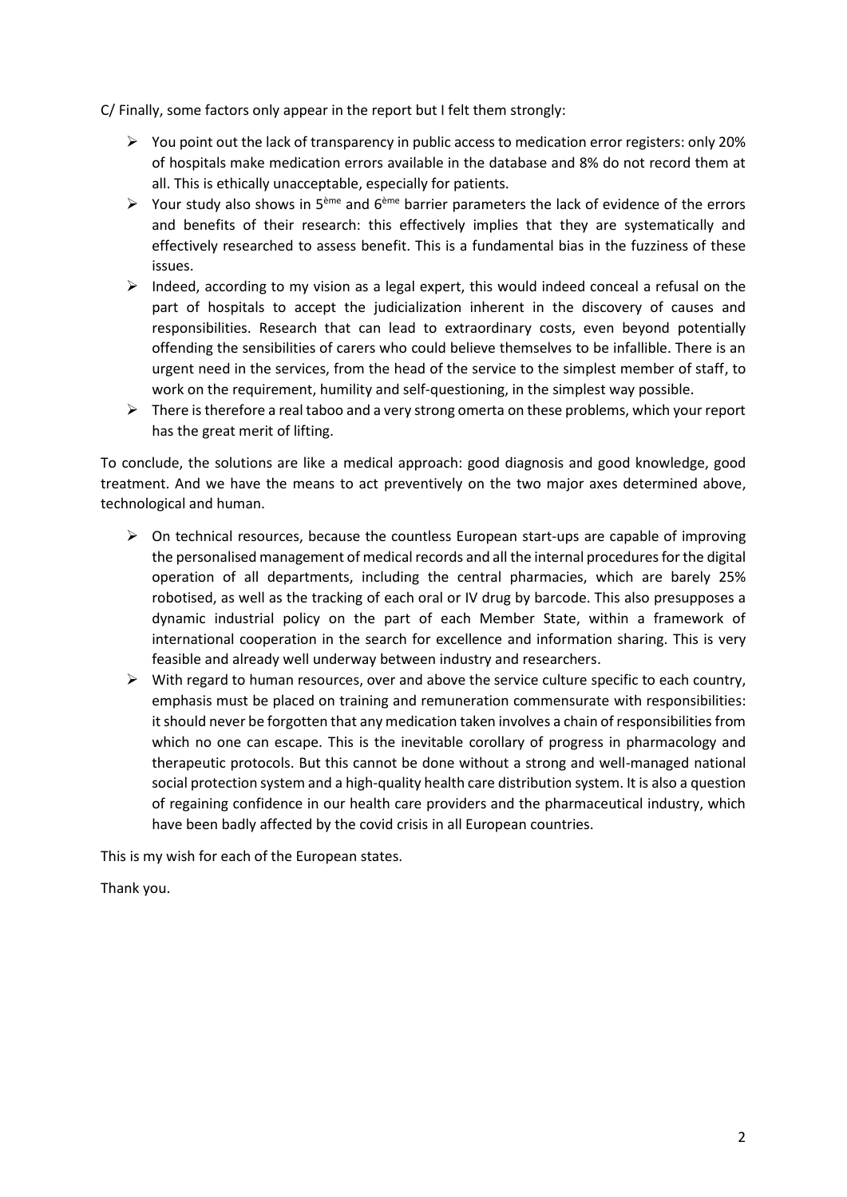C/ Finally, some factors only appear in the report but I felt them strongly:

- You point out the lack of transparency in public access to medication error registers: only 20% of hospitals make medication errors available in the database and 8% do not record them at all. This is ethically unacceptable, especially for patients.
- Your study also shows in 5ème and 6ème barrier parameters the lack of evidence of the errors and benefits of their research: this effectively implies that they are systematically and effectively researched to assess benefit. This is a fundamental bias in the fuzziness of these issues.
- Indeed, according to my vision as a legal expert, this would indeed conceal a refusal on the part of hospitals to accept the judicialization inherent in the discovery of causes and responsibilities. Research that can lead to extraordinary costs, even beyond potentially offending the sensibilities of carers who could believe themselves to be infallible. There is an urgent need in the services, from the head of the service to the simplest member of staff, to work on the requirement, humility and self-questioning, in the simplest way possible.
- There is therefore a real taboo and a very strong omerta on these problems, which your report has the great merit of lifting.

To conclude, the solutions are like a medical approach: good diagnosis and good knowledge, good treatment. And we have the means to act preventively on the two major axes determined above, technological and human.

- On technical resources, because the countless European start-ups are capable of improving the personalised management of medical records and all the internal procedures for the digital operation of all departments, including the central pharmacies, which are barely 25% robotised, as well as the tracking of each oral or IV drug by barcode. This also presupposes a dynamic industrial policy on the part of each Member State, within a framework of international cooperation in the search for excellence and information sharing. This is very feasible and already well underway between industry and researchers.
- With regard to human resources, over and above the service culture specific to each country, emphasis must be placed on training and remuneration commensurate with responsibilities: it should never be forgotten that any medication taken involves a chain of responsibilities from which no one can escape. This is the inevitable corollary of progress in pharmacology and therapeutic protocols. But this cannot be done without a strong and well-managed national social protection system and a high-quality health care distribution system. It is also a question of regaining confidence in our health care providers and the pharmaceutical industry, which have been badly affected by the covid crisis in all European countries.

This is my wish for each of the European states.

Thank you.